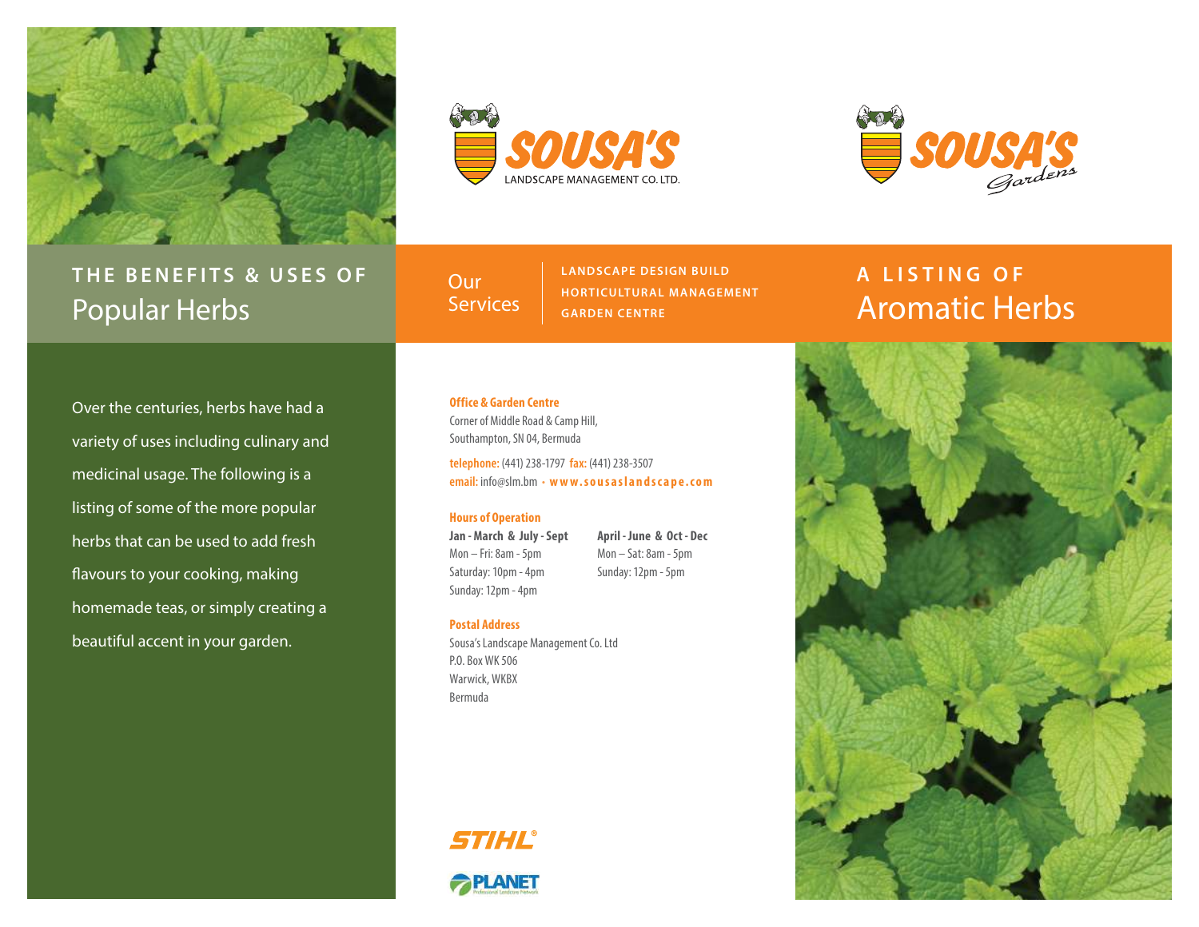# THE BENEFITS & USES OF Popular Herbs

Over the centuries, herbs have had a variety of uses including culinary and medicinal usage. The following is a listing of some of the more popular herbs that can be used to add fresh flavours to your cooking, making homemade teas, or simply creating a beautiful accent in your garden.

SOUSA'S LANDSCAPE MANAGEMENT CO. LTD.

## Our Services

LANDSCAPE DESIGN BUILD
HORTICULTURAL MANAGEMENT
GARDEN CENTRE

**Office & Garden Centre**
Corner of Middle Road & Camp Hill,
Southampton, SN 04, Bermuda

**telephone:** (441) 238-1797 **fax:** (441) 238-3507
**email:** info@slm.bm • **www.sousaslandscape.com**

**Hours of Operation**

**Jan - March & July - Sept**
Mon – Fri: 8am - 5pm
Saturday: 10pm - 4pm
Sunday: 12pm - 4pm

**April - June & Oct - Dec**
Mon – Sat: 8am - 5pm
Sunday: 12pm - 5pm

**Postal Address**
Sousa's Landscape Management Co. Ltd
P.O. Box WK 506
Warwick, WKBX
Bermuda

STIHL®

PLANET Professional Landcare Network

SOUSA'S Gardens

# A LISTING OF Aromatic Herbs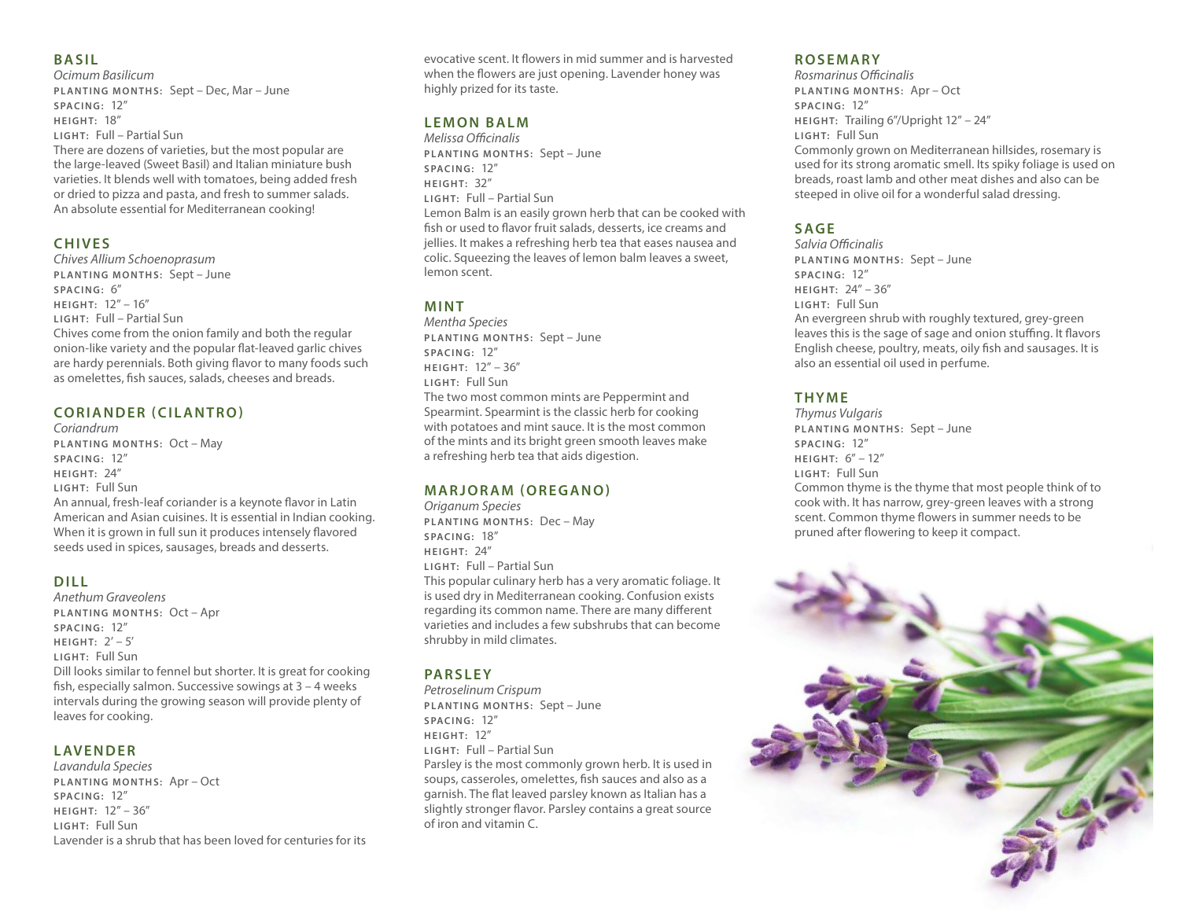## BASIL

*Ocimum Basilicum*

**PLANTING MONTHS:** Sept – Dec, Mar – June
**SPACING:** 12″
**HEIGHT:** 18″
**LIGHT:** Full – Partial Sun

There are dozens of varieties, but the most popular are the large-leaved (Sweet Basil) and Italian miniature bush varieties. It blends well with tomatoes, being added fresh or dried to pizza and pasta, and fresh to summer salads. An absolute essential for Mediterranean cooking!

## CHIVES

*Chives Allium Schoenoprasum*

**PLANTING MONTHS:** Sept – June
**SPACING:** 6″
**HEIGHT:** 12″ – 16″
**LIGHT:** Full – Partial Sun

Chives come from the onion family and both the regular onion-like variety and the popular flat-leaved garlic chives are hardy perennials. Both giving flavor to many foods such as omelettes, fish sauces, salads, cheeses and breads.

## CORIANDER (CILANTRO)

*Coriandrum*

**PLANTING MONTHS:** Oct – May
**SPACING:** 12″
**HEIGHT:** 24″
**LIGHT:** Full Sun

An annual, fresh-leaf coriander is a keynote flavor in Latin American and Asian cuisines. It is essential in Indian cooking. When it is grown in full sun it produces intensely flavored seeds used in spices, sausages, breads and desserts.

## DILL

*Anethum Graveolens*

**PLANTING MONTHS:** Oct – Apr
**SPACING:** 12″
**HEIGHT:** 2′ – 5′
**LIGHT:** Full Sun

Dill looks similar to fennel but shorter. It is great for cooking fish, especially salmon. Successive sowings at 3 – 4 weeks intervals during the growing season will provide plenty of leaves for cooking.

## LAVENDER

*Lavandula Species*

**PLANTING MONTHS:** Apr – Oct
**SPACING:** 12″
**HEIGHT:** 12″ – 36″
**LIGHT:** Full Sun

Lavender is a shrub that has been loved for centuries for its evocative scent. It flowers in mid summer and is harvested when the flowers are just opening. Lavender honey was highly prized for its taste.

## LEMON BALM

*Melissa Officinalis*

**PLANTING MONTHS:** Sept – June
**SPACING:** 12″
**HEIGHT:** 32″
**LIGHT:** Full – Partial Sun

Lemon Balm is an easily grown herb that can be cooked with fish or used to flavor fruit salads, desserts, ice creams and jellies. It makes a refreshing herb tea that eases nausea and colic. Squeezing the leaves of lemon balm leaves a sweet, lemon scent.

## MINT

*Mentha Species*

**PLANTING MONTHS:** Sept – June
**SPACING:** 12″
**HEIGHT:** 12″ – 36″
**LIGHT:** Full Sun

The two most common mints are Peppermint and Spearmint. Spearmint is the classic herb for cooking with potatoes and mint sauce. It is the most common of the mints and its bright green smooth leaves make a refreshing herb tea that aids digestion.

## MARJORAM (OREGANO)

*Origanum Species*

**PLANTING MONTHS:** Dec – May
**SPACING:** 18″
**HEIGHT:** 24″
**LIGHT:** Full – Partial Sun

This popular culinary herb has a very aromatic foliage. It is used dry in Mediterranean cooking. Confusion exists regarding its common name. There are many different varieties and includes a few subshrubs that can become shrubby in mild climates.

## PARSLEY

*Petroselinum Crispum*

**PLANTING MONTHS:** Sept – June
**SPACING:** 12″
**HEIGHT:** 12″
**LIGHT:** Full – Partial Sun

Parsley is the most commonly grown herb. It is used in soups, casseroles, omelettes, fish sauces and also as a garnish. The flat leaved parsley known as Italian has a slightly stronger flavor. Parsley contains a great source of iron and vitamin C.

## ROSEMARY

*Rosmarinus Officinalis*

**PLANTING MONTHS:** Apr – Oct
**SPACING:** 12″
**HEIGHT:** Trailing 6″/Upright 12″ – 24″
**LIGHT:** Full Sun

Commonly grown on Mediterranean hillsides, rosemary is used for its strong aromatic smell. Its spiky foliage is used on breads, roast lamb and other meat dishes and also can be steeped in olive oil for a wonderful salad dressing.

## SAGE

*Salvia Officinalis*

**PLANTING MONTHS:** Sept – June
**SPACING:** 12″
**HEIGHT:** 24″ – 36″
**LIGHT:** Full Sun

An evergreen shrub with roughly textured, grey-green leaves this is the sage of sage and onion stuffing. It flavors English cheese, poultry, meats, oily fish and sausages. It is also an essential oil used in perfume.

## THYME

*Thymus Vulgaris*

**PLANTING MONTHS:** Sept – June
**SPACING:** 12″
**HEIGHT:** 6″ – 12″
**LIGHT:** Full Sun

Common thyme is the thyme that most people think of to cook with. It has narrow, grey-green leaves with a strong scent. Common thyme flowers in summer needs to be pruned after flowering to keep it compact.